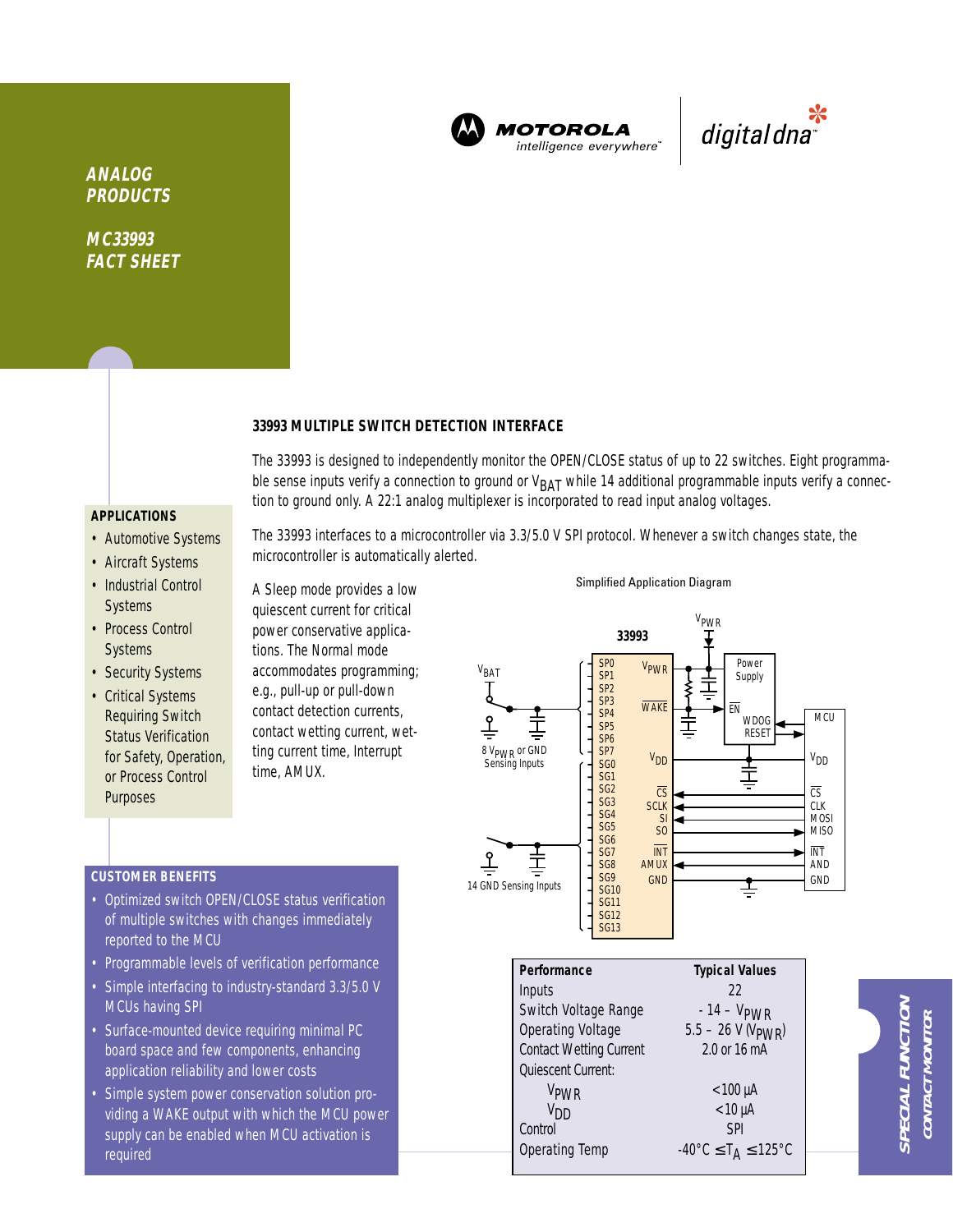**ANALOG PRODUCTS**

**MC33993 FACT SHEET**

MOTOROLA intelligence everywhere™ | digital dna™

## 33993 MULTIPLE SWITCH DETECTION INTERFACE

The 33993 is designed to independently monitor the OPEN/CLOSE status of up to 22 switches. Eight programmable sense inputs verify a connection to ground or $V_{BAT}$ while 14 additional programmable inputs verify a connection to ground only. A 22:1 analog multiplexer is incorporated to read input analog voltages.

The 33993 interfaces to a microcontroller via 3.3/5.0 V SPI protocol. Whenever a switch changes state, the microcontroller is automatically alerted.

A Sleep mode provides a low quiescent current for critical power conservative applications. The Normal mode accommodates programming; e.g., pull-up or pull-down contact detection currents, contact wetting current, wetting current time, Interrupt time, AMUX.

### APPLICATIONS

- Automotive Systems
- Aircraft Systems
- Industrial Control Systems
- Process Control Systems
- Security Systems
- Critical Systems Requiring Switch Status Verification for Safety, Operation, or Process Control Purposes

### CUSTOMER BENEFITS

- Optimized switch OPEN/CLOSE status verification of multiple switches with changes immediately reported to the MCU
- Programmable levels of verification performance
- Simple interfacing to industry-standard 3.3/5.0 V MCUs having SPI
- Surface-mounted device requiring minimal PC board space and few components, enhancing application reliability and lower costs
- Simple system power conservation solution providing a WAKE output with which the MCU power supply can be enabled when MCU activation is required

Simplified Application Diagram

| Performance | Typical Values |
|---|---|
| Inputs | 22 |
| Switch Voltage Range | - 14 – $V_{PWR}$ |
| Operating Voltage | 5.5 – 26 V ($V_{PWR}$) |
| Contact Wetting Current | 2.0 or 16 mA |
| Quiescent Current: | |
| $V_{PWR}$ | <100 µA |
| $V_{DD}$ | <10 µA |
| Control | SPI |
| Operating Temp | $-40°C \leq T_A \leq 125°C$ |

**SPECIAL FUNCTION** *CONTACT MONITOR*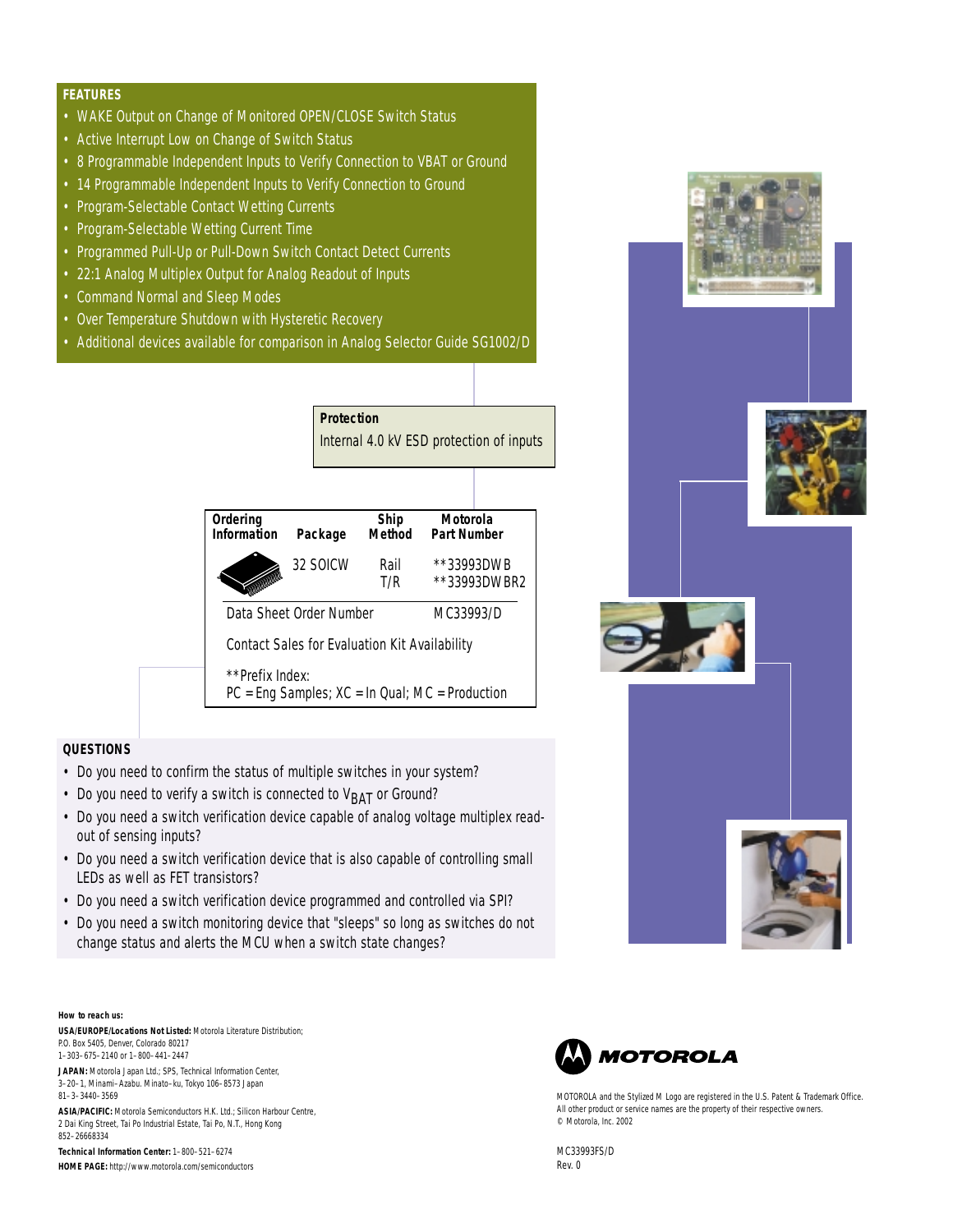## FEATURES

- WAKE Output on Change of Monitored OPEN/CLOSE Switch Status
- Active Interrupt Low on Change of Switch Status
- 8 Programmable Independent Inputs to Verify Connection to VBAT or Ground
- 14 Programmable Independent Inputs to Verify Connection to Ground
- Program-Selectable Contact Wetting Currents
- Program-Selectable Wetting Current Time
- Programmed Pull-Up or Pull-Down Switch Contact Detect Currents
- 22:1 Analog Multiplex Output for Analog Readout of Inputs
- Command Normal and Sleep Modes
- Over Temperature Shutdown with Hysteretic Recovery
- Additional devices available for comparison in Analog Selector Guide SG1002/D

**Protection**

Internal 4.0 kV ESD protection of inputs

| Ordering Information | Package | Ship Method | Motorola Part Number |
|---|---|---|---|
| | 32 SOICW | Rail | **33993DWB |
| | | T/R | **33993DWBR2 |
| Data Sheet Order Number | | | MC33993/D |

Contact Sales for Evaluation Kit Availability

**Prefix Index:
PC = Eng Samples; XC = In Qual; MC = Production

## QUESTIONS

- Do you need to confirm the status of multiple switches in your system?
- Do you need to verify a switch is connected to $V_{BAT}$ or Ground?
- Do you need a switch verification device capable of analog voltage multiplex read-out of sensing inputs?
- Do you need a switch verification device that is also capable of controlling small LEDs as well as FET transistors?
- Do you need a switch verification device programmed and controlled via SPI?
- Do you need a switch monitoring device that "sleeps" so long as switches do not change status and alerts the MCU when a switch state changes?

**How to reach us:**

**USA/EUROPE/Locations Not Listed:** Motorola Literature Distribution; P.O. Box 5405, Denver, Colorado 80217
1–303–675–2140 or 1–800–441–2447

**JAPAN:** Motorola Japan Ltd.; SPS, Technical Information Center, 3–20–1, Minami–Azabu. Minato–ku, Tokyo 106–8573 Japan
81–3–3440–3569

**ASIA/PACIFIC:** Motorola Semiconductors H.K. Ltd.; Silicon Harbour Centre, 2 Dai King Street, Tai Po Industrial Estate, Tai Po, N.T., Hong Kong
852–26668334

**Technical Information Center:** 1–800–521–6274

**HOME PAGE:** http://www.motorola.com/semiconductors

MOTOROLA

MOTOROLA and the Stylized M Logo are registered in the U.S. Patent & Trademark Office. All other product or service names are the property of their respective owners.
© Motorola, Inc. 2002

MC33993FS/D
Rev. 0